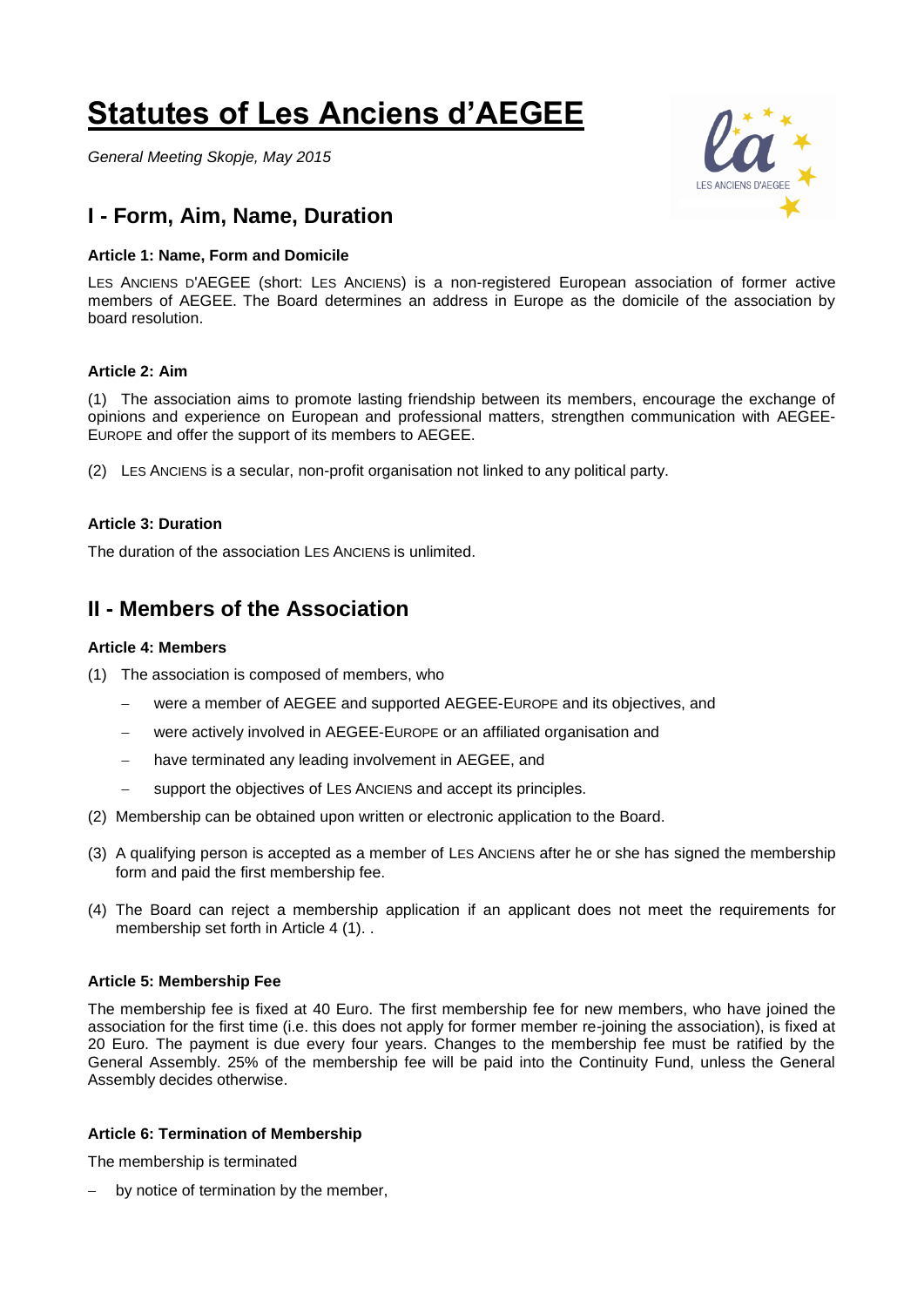# Statutes of Les Anciens d'AEGEE

*General Meeting Skopje, May 2015*

## I - Form, Aim, Name, Duration

### Article 1: Name, Form and Domicile

LES ANCIENS D'AEGEE (short: LES ANCIENS) is a non-registered European association of former active members of AEGEE. The Board determines an address in Europe as the domicile of the association by board resolution.

### Article 2: Aim

(1) The association aims to promote lasting friendship between its members, encourage the exchange of opinions and experience on European and professional matters, strengthen communication with AEGEE-EUROPE and offer the support of its members to AEGEE.

(2) LES ANCIENS is a secular, non-profit organisation not linked to any political party.

### Article 3: Duration

The duration of the association LES ANCIENS is unlimited.

## II - Members of the Association

### Article 4: Members

(1) The association is composed of members, who

- were a member of AEGEE and supported AEGEE-EUROPE and its objectives, and
- were actively involved in AEGEE-EUROPE or an affiliated organisation and
- have terminated any leading involvement in AEGEE, and
- support the objectives of LES ANCIENS and accept its principles.

(2) Membership can be obtained upon written or electronic application to the Board.

(3) A qualifying person is accepted as a member of LES ANCIENS after he or she has signed the membership form and paid the first membership fee.

(4) The Board can reject a membership application if an applicant does not meet the requirements for membership set forth in Article 4 (1). .

### Article 5: Membership Fee

The membership fee is fixed at 40 Euro. The first membership fee for new members, who have joined the association for the first time (i.e. this does not apply for former member re-joining the association), is fixed at 20 Euro. The payment is due every four years. Changes to the membership fee must be ratified by the General Assembly. 25% of the membership fee will be paid into the Continuity Fund, unless the General Assembly decides otherwise.

### Article 6: Termination of Membership

The membership is terminated

- by notice of termination by the member,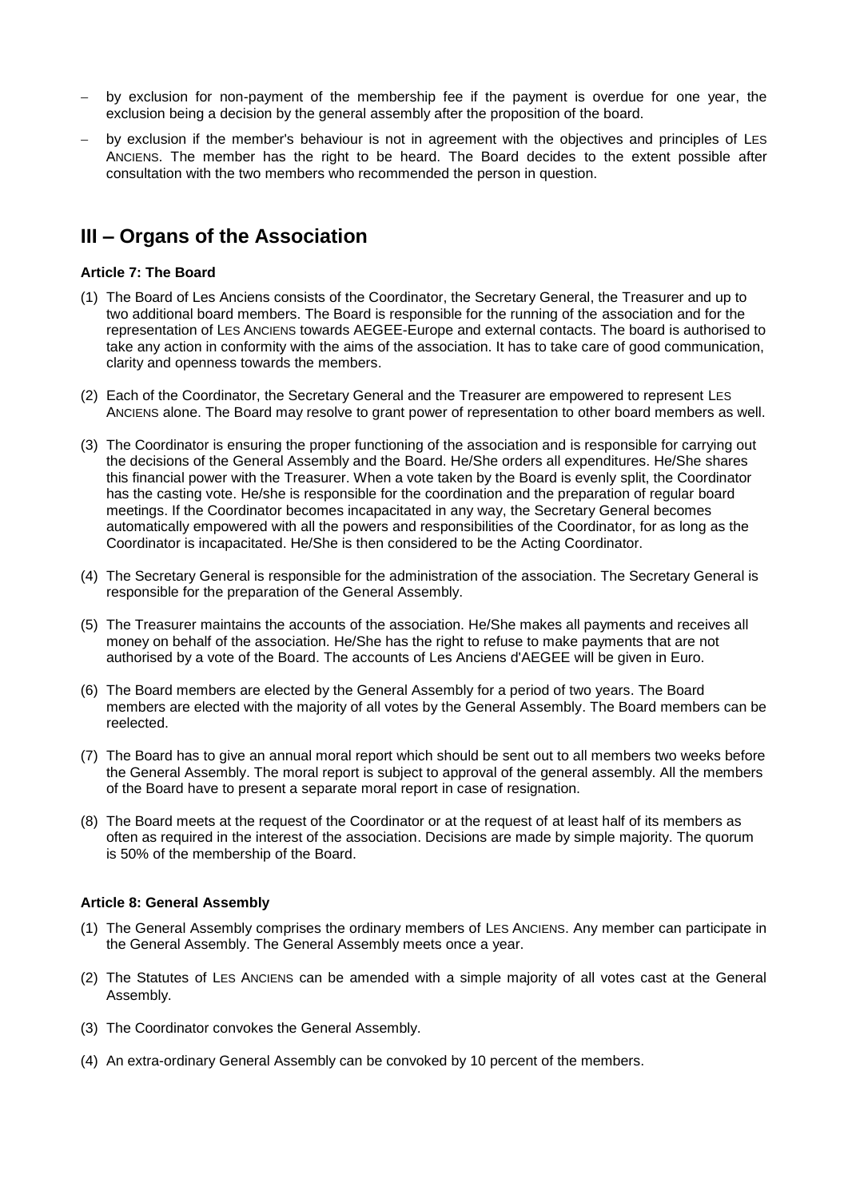- by exclusion for non-payment of the membership fee if the payment is overdue for one year, the exclusion being a decision by the general assembly after the proposition of the board.
- by exclusion if the member's behaviour is not in agreement with the objectives and principles of LES ANCIENS. The member has the right to be heard. The Board decides to the extent possible after consultation with the two members who recommended the person in question.

## III – Organs of the Association

#### Article 7: The Board

(1) The Board of Les Anciens consists of the Coordinator, the Secretary General, the Treasurer and up to two additional board members. The Board is responsible for the running of the association and for the representation of LES ANCIENS towards AEGEE-Europe and external contacts. The board is authorised to take any action in conformity with the aims of the association. It has to take care of good communication, clarity and openness towards the members.

(2) Each of the Coordinator, the Secretary General and the Treasurer are empowered to represent LES ANCIENS alone. The Board may resolve to grant power of representation to other board members as well.

(3) The Coordinator is ensuring the proper functioning of the association and is responsible for carrying out the decisions of the General Assembly and the Board. He/She orders all expenditures. He/She shares this financial power with the Treasurer. When a vote taken by the Board is evenly split, the Coordinator has the casting vote. He/she is responsible for the coordination and the preparation of regular board meetings. If the Coordinator becomes incapacitated in any way, the Secretary General becomes automatically empowered with all the powers and responsibilities of the Coordinator, for as long as the Coordinator is incapacitated. He/She is then considered to be the Acting Coordinator.

(4) The Secretary General is responsible for the administration of the association. The Secretary General is responsible for the preparation of the General Assembly.

(5) The Treasurer maintains the accounts of the association. He/She makes all payments and receives all money on behalf of the association. He/She has the right to refuse to make payments that are not authorised by a vote of the Board. The accounts of Les Anciens d'AEGEE will be given in Euro.

(6) The Board members are elected by the General Assembly for a period of two years. The Board members are elected with the majority of all votes by the General Assembly. The Board members can be reelected.

(7) The Board has to give an annual moral report which should be sent out to all members two weeks before the General Assembly. The moral report is subject to approval of the general assembly. All the members of the Board have to present a separate moral report in case of resignation.

(8) The Board meets at the request of the Coordinator or at the request of at least half of its members as often as required in the interest of the association. Decisions are made by simple majority. The quorum is 50% of the membership of the Board.

#### Article 8: General Assembly

(1) The General Assembly comprises the ordinary members of LES ANCIENS. Any member can participate in the General Assembly. The General Assembly meets once a year.

(2) The Statutes of LES ANCIENS can be amended with a simple majority of all votes cast at the General Assembly.

(3) The Coordinator convokes the General Assembly.

(4) An extra-ordinary General Assembly can be convoked by 10 percent of the members.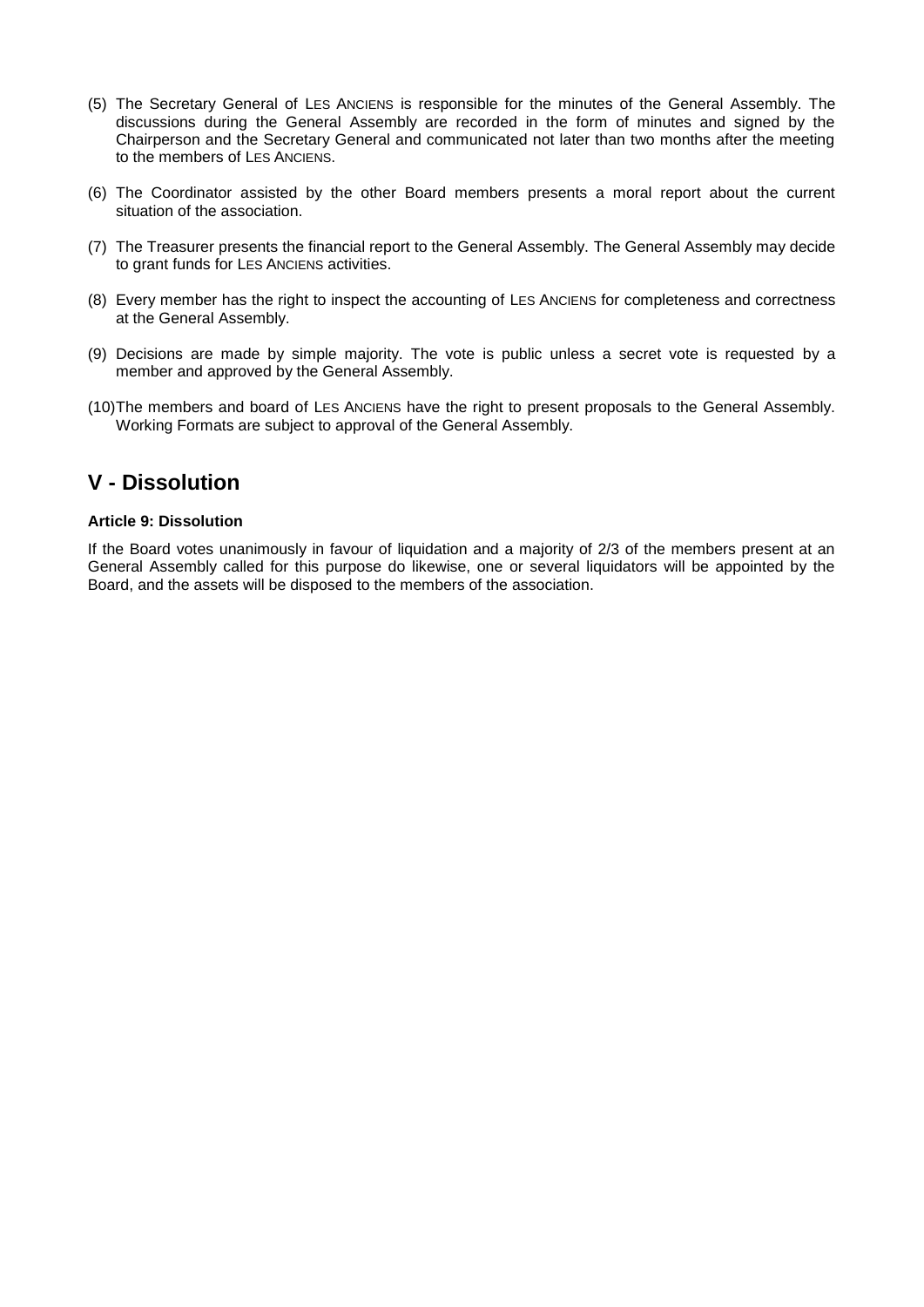(5) The Secretary General of LES ANCIENS is responsible for the minutes of the General Assembly. The discussions during the General Assembly are recorded in the form of minutes and signed by the Chairperson and the Secretary General and communicated not later than two months after the meeting to the members of LES ANCIENS.

(6) The Coordinator assisted by the other Board members presents a moral report about the current situation of the association.

(7) The Treasurer presents the financial report to the General Assembly. The General Assembly may decide to grant funds for LES ANCIENS activities.

(8) Every member has the right to inspect the accounting of LES ANCIENS for completeness and correctness at the General Assembly.

(9) Decisions are made by simple majority. The vote is public unless a secret vote is requested by a member and approved by the General Assembly.

(10) The members and board of LES ANCIENS have the right to present proposals to the General Assembly. Working Formats are subject to approval of the General Assembly.

## V - Dissolution

**Article 9: Dissolution**

If the Board votes unanimously in favour of liquidation and a majority of 2/3 of the members present at an General Assembly called for this purpose do likewise, one or several liquidators will be appointed by the Board, and the assets will be disposed to the members of the association.